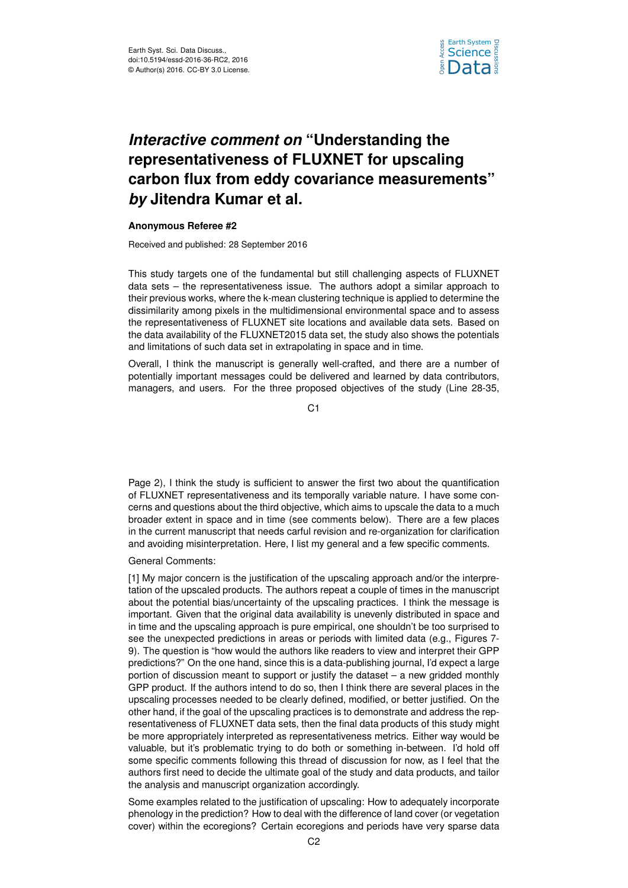# *Interactive comment on* "Understanding the representativeness of FLUXNET for upscaling carbon flux from eddy covariance measurements" *by* Jitendra Kumar et al.

**Anonymous Referee #2**

Received and published: 28 September 2016

This study targets one of the fundamental but still challenging aspects of FLUXNET data sets – the representativeness issue. The authors adopt a similar approach to their previous works, where the k-mean clustering technique is applied to determine the dissimilarity among pixels in the multidimensional environmental space and to assess the representativeness of FLUXNET site locations and available data sets. Based on the data availability of the FLUXNET2015 data set, the study also shows the potentials and limitations of such data set in extrapolating in space and in time.

Overall, I think the manuscript is generally well-crafted, and there are a number of potentially important messages could be delivered and learned by data contributors, managers, and users. For the three proposed objectives of the study (Line 28-35, Page 2), I think the study is sufficient to answer the first two about the quantification of FLUXNET representativeness and its temporally variable nature. I have some concerns and questions about the third objective, which aims to upscale the data to a much broader extent in space and in time (see comments below). There are a few places in the current manuscript that needs carful revision and re-organization for clarification and avoiding misinterpretation. Here, I list my general and a few specific comments.

General Comments:

[1] My major concern is the justification of the upscaling approach and/or the interpretation of the upscaled products. The authors repeat a couple of times in the manuscript about the potential bias/uncertainty of the upscaling practices. I think the message is important. Given that the original data availability is unevenly distributed in space and in time and the upscaling approach is pure empirical, one shouldn't be too surprised to see the unexpected predictions in areas or periods with limited data (e.g., Figures 7-9). The question is "how would the authors like readers to view and interpret their GPP predictions?" On the one hand, since this is a data-publishing journal, I'd expect a large portion of discussion meant to support or justify the dataset – a new gridded monthly GPP product. If the authors intend to do so, then I think there are several places in the upscaling processes needed to be clearly defined, modified, or better justified. On the other hand, if the goal of the upscaling practices is to demonstrate and address the representativeness of FLUXNET data sets, then the final data products of this study might be more appropriately interpreted as representativeness metrics. Either way would be valuable, but it's problematic trying to do both or something in-between. I'd hold off some specific comments following this thread of discussion for now, as I feel that the authors first need to decide the ultimate goal of the study and data products, and tailor the analysis and manuscript organization accordingly.

Some examples related to the justification of upscaling: How to adequately incorporate phenology in the prediction? How to deal with the difference of land cover (or vegetation cover) within the ecoregions? Certain ecoregions and periods have very sparse data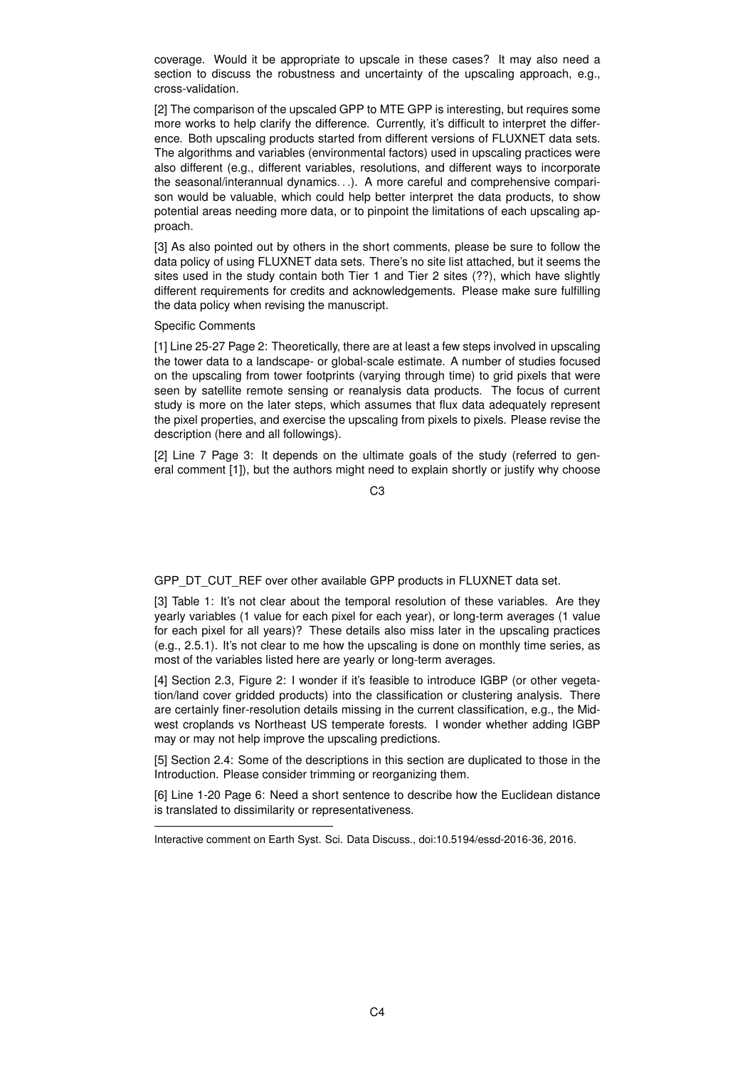coverage. Would it be appropriate to upscale in these cases? It may also need a section to discuss the robustness and uncertainty of the upscaling approach, e.g., cross-validation.

[2] The comparison of the upscaled GPP to MTE GPP is interesting, but requires some more works to help clarify the difference. Currently, it's difficult to interpret the difference. Both upscaling products started from different versions of FLUXNET data sets. The algorithms and variables (environmental factors) used in upscaling practices were also different (e.g., different variables, resolutions, and different ways to incorporate the seasonal/interannual dynamics…). A more careful and comprehensive comparison would be valuable, which could help better interpret the data products, to show potential areas needing more data, or to pinpoint the limitations of each upscaling approach.

[3] As also pointed out by others in the short comments, please be sure to follow the data policy of using FLUXNET data sets. There's no site list attached, but it seems the sites used in the study contain both Tier 1 and Tier 2 sites (??), which have slightly different requirements for credits and acknowledgements. Please make sure fulfilling the data policy when revising the manuscript.

Specific Comments

[1] Line 25-27 Page 2: Theoretically, there are at least a few steps involved in upscaling the tower data to a landscape- or global-scale estimate. A number of studies focused on the upscaling from tower footprints (varying through time) to grid pixels that were seen by satellite remote sensing or reanalysis data products. The focus of current study is more on the later steps, which assumes that flux data adequately represent the pixel properties, and exercise the upscaling from pixels to pixels. Please revise the description (here and all followings).

[2] Line 7 Page 3: It depends on the ultimate goals of the study (referred to general comment [1]), but the authors might need to explain shortly or justify why choose GPP_DT_CUT_REF over other available GPP products in FLUXNET data set.

[3] Table 1: It's not clear about the temporal resolution of these variables. Are they yearly variables (1 value for each pixel for each year), or long-term averages (1 value for each pixel for all years)? These details also miss later in the upscaling practices (e.g., 2.5.1). It's not clear to me how the upscaling is done on monthly time series, as most of the variables listed here are yearly or long-term averages.

[4] Section 2.3, Figure 2: I wonder if it's feasible to introduce IGBP (or other vegetation/land cover gridded products) into the classification or clustering analysis. There are certainly finer-resolution details missing in the current classification, e.g., the Midwest croplands vs Northeast US temperate forests. I wonder whether adding IGBP may or may not help improve the upscaling predictions.

[5] Section 2.4: Some of the descriptions in this section are duplicated to those in the Introduction. Please consider trimming or reorganizing them.

[6] Line 1-20 Page 6: Need a short sentence to describe how the Euclidean distance is translated to dissimilarity or representativeness.

---

Interactive comment on Earth Syst. Sci. Data Discuss., doi:10.5194/essd-2016-36, 2016.